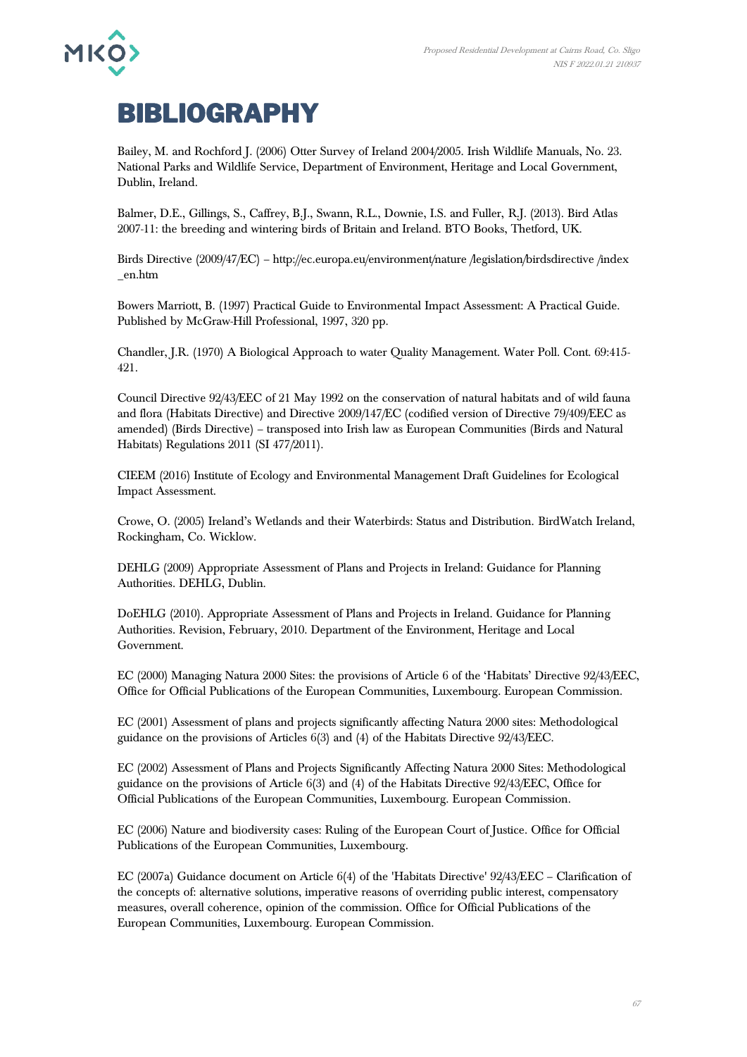# BIBLIOGRAPHY

Bailey, M. and Rochford J. (2006) Otter Survey of Ireland 2004/2005. Irish Wildlife Manuals, No. 23. National Parks and Wildlife Service, Department of Environment, Heritage and Local Government, Dublin, Ireland.

Balmer, D.E., Gillings, S., Caffrey, B.J., Swann, R.L., Downie, I.S. and Fuller, R.J. (2013). Bird Atlas 2007-11: the breeding and wintering birds of Britain and Ireland. BTO Books, Thetford, UK.

Birds Directive (2009/47/EC) – http://ec.europa.eu/environment/nature /legislation/birdsdirective /index _en.htm

Bowers Marriott, B. (1997) Practical Guide to Environmental Impact Assessment: A Practical Guide. Published by McGraw-Hill Professional, 1997, 320 pp.

Chandler, J.R. (1970) A Biological Approach to water Quality Management. Water Poll. Cont. 69:415-421.

Council Directive 92/43/EEC of 21 May 1992 on the conservation of natural habitats and of wild fauna and flora (Habitats Directive) and Directive 2009/147/EC (codified version of Directive 79/409/EEC as amended) (Birds Directive) – transposed into Irish law as European Communities (Birds and Natural Habitats) Regulations 2011 (SI 477/2011).

CIEEM (2016) Institute of Ecology and Environmental Management Draft Guidelines for Ecological Impact Assessment.

Crowe, O. (2005) Ireland's Wetlands and their Waterbirds: Status and Distribution. BirdWatch Ireland, Rockingham, Co. Wicklow.

DEHLG (2009) Appropriate Assessment of Plans and Projects in Ireland: Guidance for Planning Authorities. DEHLG, Dublin.

DoEHLG (2010). Appropriate Assessment of Plans and Projects in Ireland. Guidance for Planning Authorities. Revision, February, 2010. Department of the Environment, Heritage and Local Government.

EC (2000) Managing Natura 2000 Sites: the provisions of Article 6 of the 'Habitats' Directive 92/43/EEC, Office for Official Publications of the European Communities, Luxembourg. European Commission.

EC (2001) Assessment of plans and projects significantly affecting Natura 2000 sites: Methodological guidance on the provisions of Articles 6(3) and (4) of the Habitats Directive 92/43/EEC.

EC (2002) Assessment of Plans and Projects Significantly Affecting Natura 2000 Sites: Methodological guidance on the provisions of Article 6(3) and (4) of the Habitats Directive 92/43/EEC, Office for Official Publications of the European Communities, Luxembourg. European Commission.

EC (2006) Nature and biodiversity cases: Ruling of the European Court of Justice. Office for Official Publications of the European Communities, Luxembourg.

EC (2007a) Guidance document on Article 6(4) of the 'Habitats Directive' 92/43/EEC – Clarification of the concepts of: alternative solutions, imperative reasons of overriding public interest, compensatory measures, overall coherence, opinion of the commission. Office for Official Publications of the European Communities, Luxembourg. European Commission.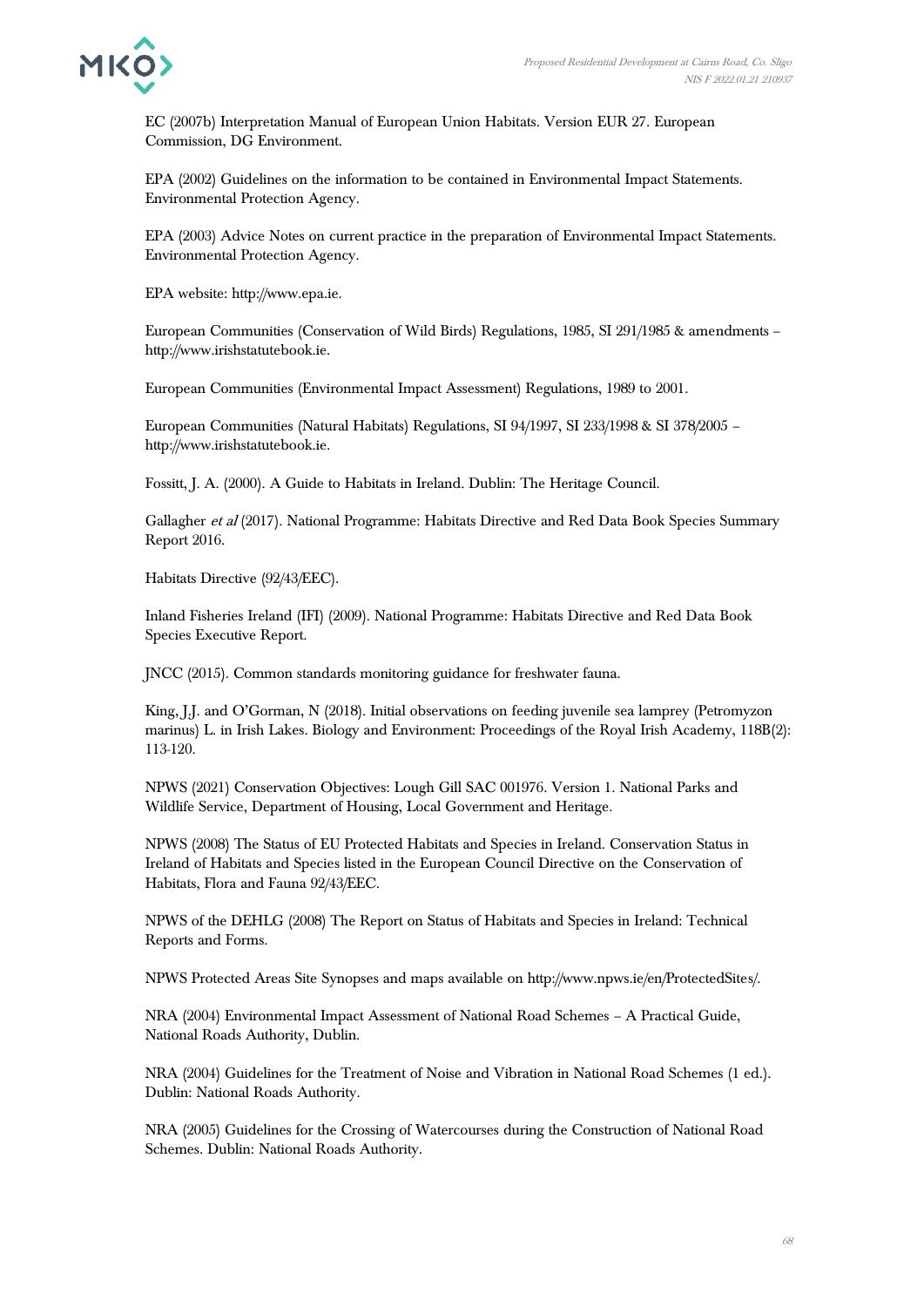EC (2007b) Interpretation Manual of European Union Habitats. Version EUR 27. European Commission, DG Environment.

EPA (2002) Guidelines on the information to be contained in Environmental Impact Statements. Environmental Protection Agency.

EPA (2003) Advice Notes on current practice in the preparation of Environmental Impact Statements. Environmental Protection Agency.

EPA website: http://www.epa.ie.

European Communities (Conservation of Wild Birds) Regulations, 1985, SI 291/1985 & amendments – http://www.irishstatutebook.ie.

European Communities (Environmental Impact Assessment) Regulations, 1989 to 2001.

European Communities (Natural Habitats) Regulations, SI 94/1997, SI 233/1998 & SI 378/2005 – http://www.irishstatutebook.ie.

Fossitt, J. A. (2000). A Guide to Habitats in Ireland. Dublin: The Heritage Council.

Gallagher *et al* (2017). National Programme: Habitats Directive and Red Data Book Species Summary Report 2016.

Habitats Directive (92/43/EEC).

Inland Fisheries Ireland (IFI) (2009). National Programme: Habitats Directive and Red Data Book Species Executive Report.

JNCC (2015). Common standards monitoring guidance for freshwater fauna.

King, J.J. and O'Gorman, N (2018). Initial observations on feeding juvenile sea lamprey (Petromyzon marinus) L. in Irish Lakes. Biology and Environment: Proceedings of the Royal Irish Academy, 118B(2): 113-120.

NPWS (2021) Conservation Objectives: Lough Gill SAC 001976. Version 1. National Parks and Wildlife Service, Department of Housing, Local Government and Heritage.

NPWS (2008) The Status of EU Protected Habitats and Species in Ireland. Conservation Status in Ireland of Habitats and Species listed in the European Council Directive on the Conservation of Habitats, Flora and Fauna 92/43/EEC.

NPWS of the DEHLG (2008) The Report on Status of Habitats and Species in Ireland: Technical Reports and Forms.

NPWS Protected Areas Site Synopses and maps available on http://www.npws.ie/en/ProtectedSites/.

NRA (2004) Environmental Impact Assessment of National Road Schemes – A Practical Guide, National Roads Authority, Dublin.

NRA (2004) Guidelines for the Treatment of Noise and Vibration in National Road Schemes (1 ed.). Dublin: National Roads Authority.

NRA (2005) Guidelines for the Crossing of Watercourses during the Construction of National Road Schemes. Dublin: National Roads Authority.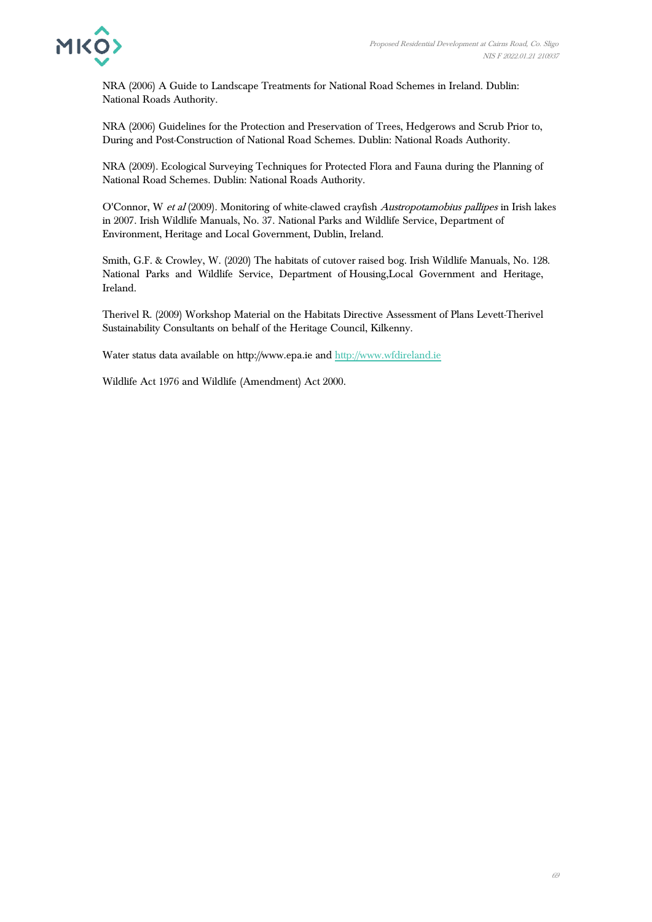NRA (2006) A Guide to Landscape Treatments for National Road Schemes in Ireland. Dublin: National Roads Authority.

NRA (2006) Guidelines for the Protection and Preservation of Trees, Hedgerows and Scrub Prior to, During and Post-Construction of National Road Schemes. Dublin: National Roads Authority.

NRA (2009). Ecological Surveying Techniques for Protected Flora and Fauna during the Planning of National Road Schemes. Dublin: National Roads Authority.

O'Connor, W *et al* (2009). Monitoring of white-clawed crayfish *Austropotamobius pallipes* in Irish lakes in 2007. Irish Wildlife Manuals, No. 37. National Parks and Wildlife Service, Department of Environment, Heritage and Local Government, Dublin, Ireland.

Smith, G.F. & Crowley, W. (2020) The habitats of cutover raised bog. Irish Wildlife Manuals, No. 128. National Parks and Wildlife Service, Department of Housing,Local Government and Heritage, Ireland.

Therivel R. (2009) Workshop Material on the Habitats Directive Assessment of Plans Levett-Therivel Sustainability Consultants on behalf of the Heritage Council, Kilkenny.

Water status data available on http://www.epa.ie and [http://www.wfdireland.ie](http://www.wfdireland.ie)

Wildlife Act 1976 and Wildlife (Amendment) Act 2000.